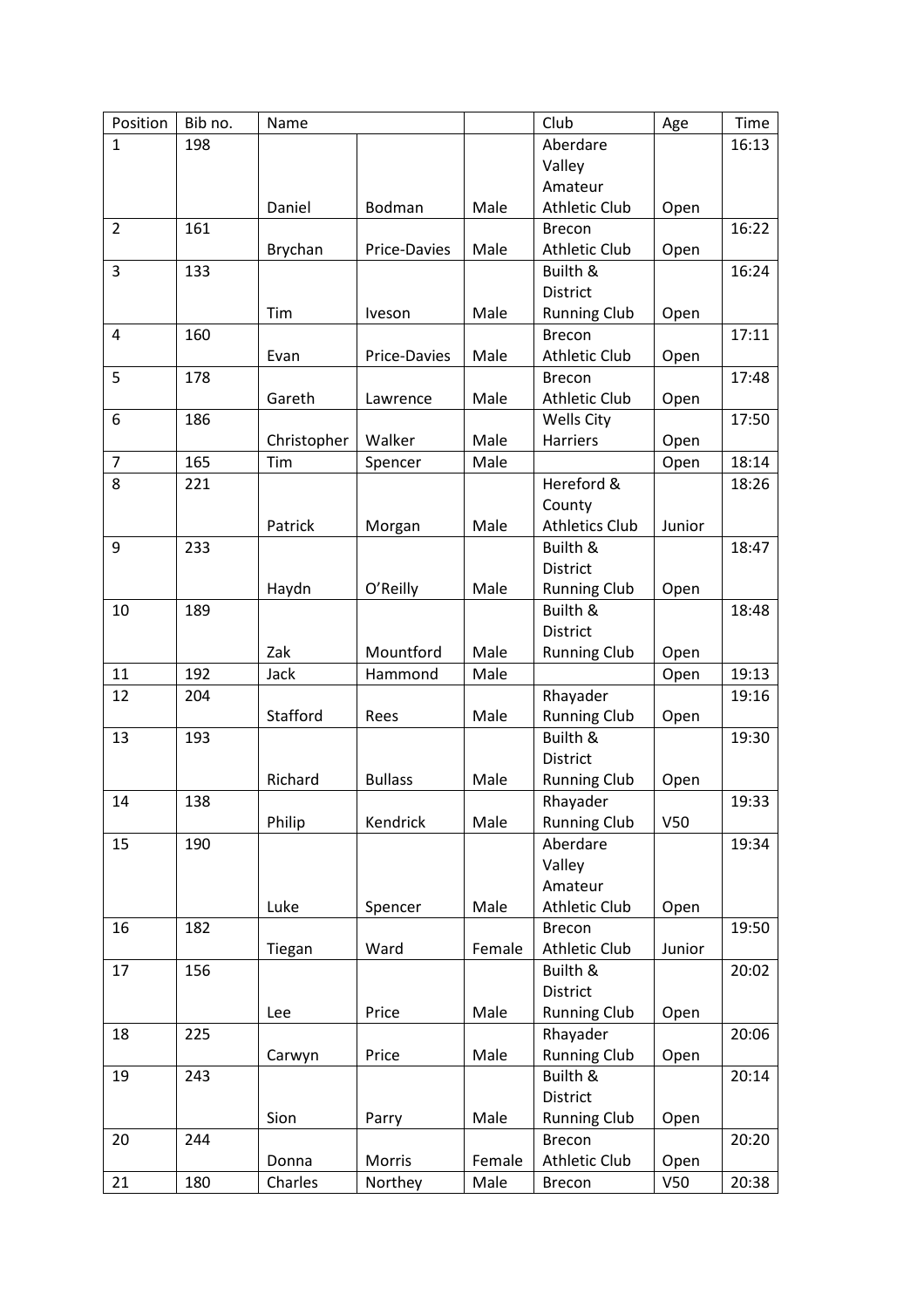| Position | Bib no. | Name | | | Club | Age | Time |
|---|---|---|---|---|---|---|---|
| 1 | 198 | Daniel | Bodman | Male | Aberdare Valley Amateur Athletic Club | Open | 16:13 |
| 2 | 161 | Brychan | Price-Davies | Male | Brecon Athletic Club | Open | 16:22 |
| 3 | 133 | Tim | Iveson | Male | Builth & District Running Club | Open | 16:24 |
| 4 | 160 | Evan | Price-Davies | Male | Brecon Athletic Club | Open | 17:11 |
| 5 | 178 | Gareth | Lawrence | Male | Brecon Athletic Club | Open | 17:48 |
| 6 | 186 | Christopher | Walker | Male | Wells City Harriers | Open | 17:50 |
| 7 | 165 | Tim | Spencer | Male | | Open | 18:14 |
| 8 | 221 | Patrick | Morgan | Male | Hereford & County Athletics Club | Junior | 18:26 |
| 9 | 233 | Haydn | O'Reilly | Male | Builth & District Running Club | Open | 18:47 |
| 10 | 189 | Zak | Mountford | Male | Builth & District Running Club | Open | 18:48 |
| 11 | 192 | Jack | Hammond | Male | | Open | 19:13 |
| 12 | 204 | Stafford | Rees | Male | Rhayader Running Club | Open | 19:16 |
| 13 | 193 | Richard | Bullass | Male | Builth & District Running Club | Open | 19:30 |
| 14 | 138 | Philip | Kendrick | Male | Rhayader Running Club | V50 | 19:33 |
| 15 | 190 | Luke | Spencer | Male | Aberdare Valley Amateur Athletic Club | Open | 19:34 |
| 16 | 182 | Tiegan | Ward | Female | Brecon Athletic Club | Junior | 19:50 |
| 17 | 156 | Lee | Price | Male | Builth & District Running Club | Open | 20:02 |
| 18 | 225 | Carwyn | Price | Male | Rhayader Running Club | Open | 20:06 |
| 19 | 243 | Sion | Parry | Male | Builth & District Running Club | Open | 20:14 |
| 20 | 244 | Donna | Morris | Female | Brecon Athletic Club | Open | 20:20 |
| 21 | 180 | Charles | Northey | Male | Brecon | V50 | 20:38 |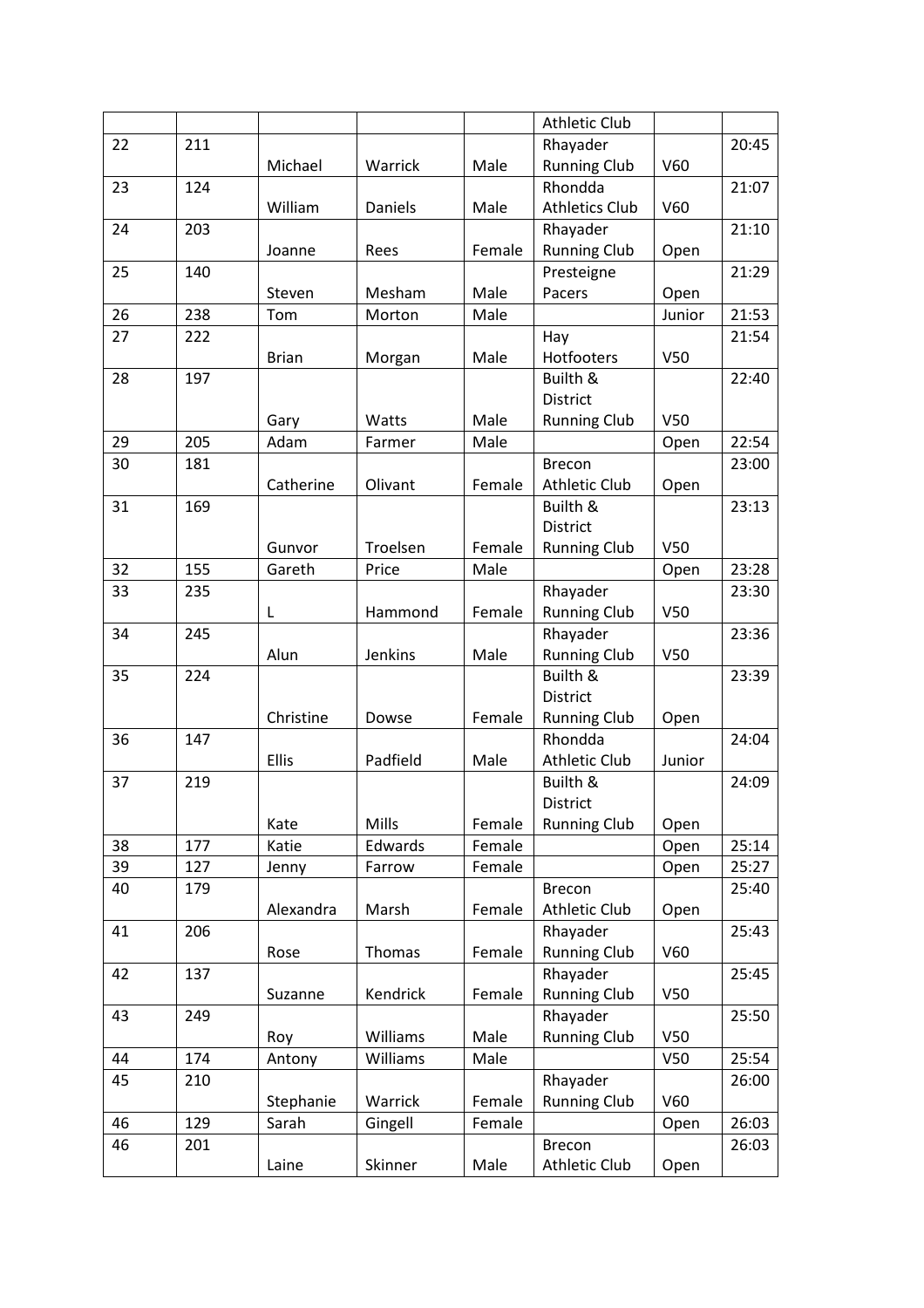| | | | | | Athletic Club | | |
|---|---|---|---|---|---|---|---|
| 22 | 211 | Michael | Warrick | Male | Rhayader Running Club | V60 | 20:45 |
| 23 | 124 | William | Daniels | Male | Rhondda Athletics Club | V60 | 21:07 |
| 24 | 203 | Joanne | Rees | Female | Rhayader Running Club | Open | 21:10 |
| 25 | 140 | Steven | Mesham | Male | Presteigne Pacers | Open | 21:29 |
| 26 | 238 | Tom | Morton | Male | | Junior | 21:53 |
| 27 | 222 | Brian | Morgan | Male | Hay Hotfooters | V50 | 21:54 |
| 28 | 197 | Gary | Watts | Male | Builth & District Running Club | V50 | 22:40 |
| 29 | 205 | Adam | Farmer | Male | | Open | 22:54 |
| 30 | 181 | Catherine | Olivant | Female | Brecon Athletic Club | Open | 23:00 |
| 31 | 169 | Gunvor | Troelsen | Female | Builth & District Running Club | V50 | 23:13 |
| 32 | 155 | Gareth | Price | Male | | Open | 23:28 |
| 33 | 235 | L | Hammond | Female | Rhayader Running Club | V50 | 23:30 |
| 34 | 245 | Alun | Jenkins | Male | Rhayader Running Club | V50 | 23:36 |
| 35 | 224 | Christine | Dowse | Female | Builth & District Running Club | Open | 23:39 |
| 36 | 147 | Ellis | Padfield | Male | Rhondda Athletic Club | Junior | 24:04 |
| 37 | 219 | Kate | Mills | Female | Builth & District Running Club | Open | 24:09 |
| 38 | 177 | Katie | Edwards | Female | | Open | 25:14 |
| 39 | 127 | Jenny | Farrow | Female | | Open | 25:27 |
| 40 | 179 | Alexandra | Marsh | Female | Brecon Athletic Club | Open | 25:40 |
| 41 | 206 | Rose | Thomas | Female | Rhayader Running Club | V60 | 25:43 |
| 42 | 137 | Suzanne | Kendrick | Female | Rhayader Running Club | V50 | 25:45 |
| 43 | 249 | Roy | Williams | Male | Rhayader Running Club | V50 | 25:50 |
| 44 | 174 | Antony | Williams | Male | | V50 | 25:54 |
| 45 | 210 | Stephanie | Warrick | Female | Rhayader Running Club | V60 | 26:00 |
| 46 | 129 | Sarah | Gingell | Female | | Open | 26:03 |
| 46 | 201 | Laine | Skinner | Male | Brecon Athletic Club | Open | 26:03 |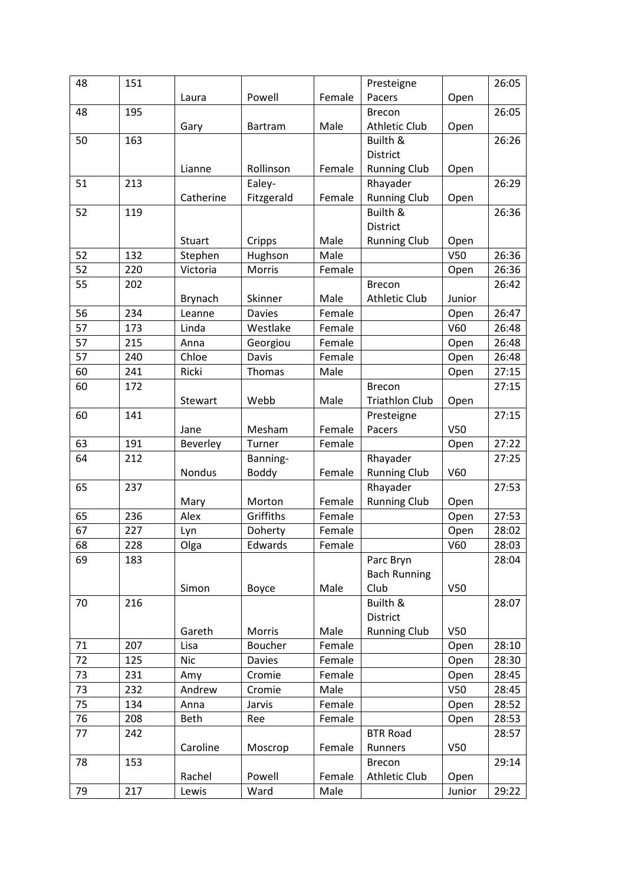| 48 | 151 | Laura | Powell | Female | Presteigne Pacers | Open | 26:05 |
|---|---|---|---|---|---|---|---|
| 48 | 195 | Gary | Bartram | Male | Brecon Athletic Club | Open | 26:05 |
| 50 | 163 | Lianne | Rollinson | Female | Builth & District Running Club | Open | 26:26 |
| 51 | 213 | Catherine | Ealey-Fitzgerald | Female | Rhayader Running Club | Open | 26:29 |
| 52 | 119 | Stuart | Cripps | Male | Builth & District Running Club | Open | 26:36 |
| 52 | 132 | Stephen | Hughson | Male | | V50 | 26:36 |
| 52 | 220 | Victoria | Morris | Female | | Open | 26:36 |
| 55 | 202 | Brynach | Skinner | Male | Brecon Athletic Club | Junior | 26:42 |
| 56 | 234 | Leanne | Davies | Female | | Open | 26:47 |
| 57 | 173 | Linda | Westlake | Female | | V60 | 26:48 |
| 57 | 215 | Anna | Georgiou | Female | | Open | 26:48 |
| 57 | 240 | Chloe | Davis | Female | | Open | 26:48 |
| 60 | 241 | Ricki | Thomas | Male | | Open | 27:15 |
| 60 | 172 | Stewart | Webb | Male | Brecon Triathlon Club | Open | 27:15 |
| 60 | 141 | Jane | Mesham | Female | Presteigne Pacers | V50 | 27:15 |
| 63 | 191 | Beverley | Turner | Female | | Open | 27:22 |
| 64 | 212 | Nondus | Banning-Boddy | Female | Rhayader Running Club | V60 | 27:25 |
| 65 | 237 | Mary | Morton | Female | Rhayader Running Club | Open | 27:53 |
| 65 | 236 | Alex | Griffiths | Female | | Open | 27:53 |
| 67 | 227 | Lyn | Doherty | Female | | Open | 28:02 |
| 68 | 228 | Olga | Edwards | Female | | V60 | 28:03 |
| 69 | 183 | Simon | Boyce | Male | Parc Bryn Bach Running Club | V50 | 28:04 |
| 70 | 216 | Gareth | Morris | Male | Builth & District Running Club | V50 | 28:07 |
| 71 | 207 | Lisa | Boucher | Female | | Open | 28:10 |
| 72 | 125 | Nic | Davies | Female | | Open | 28:30 |
| 73 | 231 | Amy | Cromie | Female | | Open | 28:45 |
| 73 | 232 | Andrew | Cromie | Male | | V50 | 28:45 |
| 75 | 134 | Anna | Jarvis | Female | | Open | 28:52 |
| 76 | 208 | Beth | Ree | Female | | Open | 28:53 |
| 77 | 242 | Caroline | Moscrop | Female | BTR Road Runners | V50 | 28:57 |
| 78 | 153 | Rachel | Powell | Female | Brecon Athletic Club | Open | 29:14 |
| 79 | 217 | Lewis | Ward | Male | | Junior | 29:22 |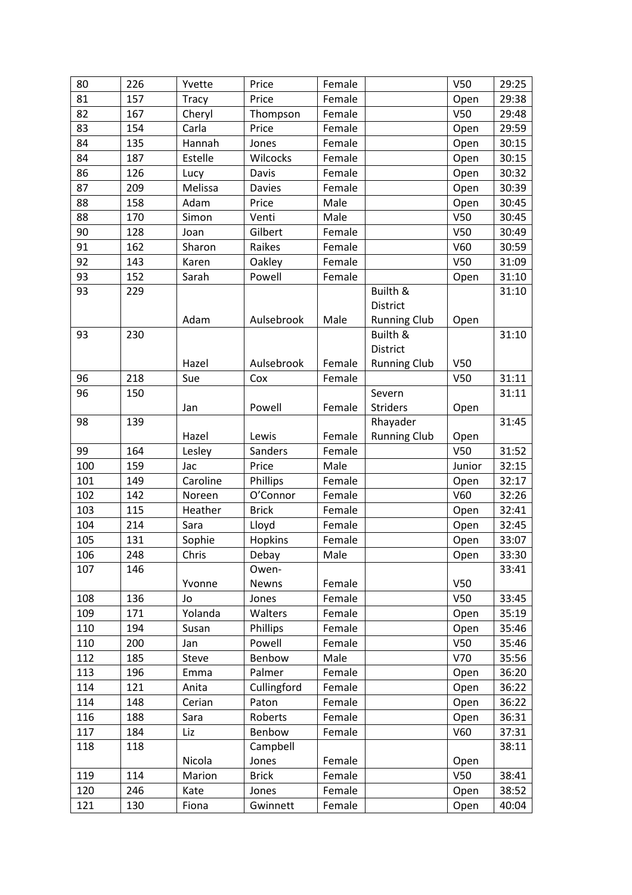| 80 | 226 | Yvette | Price | Female | | V50 | 29:25 |
|---|---|---|---|---|---|---|---|
| 81 | 157 | Tracy | Price | Female | | Open | 29:38 |
| 82 | 167 | Cheryl | Thompson | Female | | V50 | 29:48 |
| 83 | 154 | Carla | Price | Female | | Open | 29:59 |
| 84 | 135 | Hannah | Jones | Female | | Open | 30:15 |
| 84 | 187 | Estelle | Wilcocks | Female | | Open | 30:15 |
| 86 | 126 | Lucy | Davis | Female | | Open | 30:32 |
| 87 | 209 | Melissa | Davies | Female | | Open | 30:39 |
| 88 | 158 | Adam | Price | Male | | Open | 30:45 |
| 88 | 170 | Simon | Venti | Male | | V50 | 30:45 |
| 90 | 128 | Joan | Gilbert | Female | | V50 | 30:49 |
| 91 | 162 | Sharon | Raikes | Female | | V60 | 30:59 |
| 92 | 143 | Karen | Oakley | Female | | V50 | 31:09 |
| 93 | 152 | Sarah | Powell | Female | | Open | 31:10 |
| 93 | 229 | Adam | Aulsebrook | Male | Builth & District Running Club | Open | 31:10 |
| 93 | 230 | Hazel | Aulsebrook | Female | Builth & District Running Club | V50 | 31:10 |
| 96 | 218 | Sue | Cox | Female | | V50 | 31:11 |
| 96 | 150 | Jan | Powell | Female | Severn Striders | Open | 31:11 |
| 98 | 139 | Hazel | Lewis | Female | Rhayader Running Club | Open | 31:45 |
| 99 | 164 | Lesley | Sanders | Female | | V50 | 31:52 |
| 100 | 159 | Jac | Price | Male | | Junior | 32:15 |
| 101 | 149 | Caroline | Phillips | Female | | Open | 32:17 |
| 102 | 142 | Noreen | O'Connor | Female | | V60 | 32:26 |
| 103 | 115 | Heather | Brick | Female | | Open | 32:41 |
| 104 | 214 | Sara | Lloyd | Female | | Open | 32:45 |
| 105 | 131 | Sophie | Hopkins | Female | | Open | 33:07 |
| 106 | 248 | Chris | Debay | Male | | Open | 33:30 |
| 107 | 146 | Yvonne | Owen-Newns | Female | | V50 | 33:41 |
| 108 | 136 | Jo | Jones | Female | | V50 | 33:45 |
| 109 | 171 | Yolanda | Walters | Female | | Open | 35:19 |
| 110 | 194 | Susan | Phillips | Female | | Open | 35:46 |
| 110 | 200 | Jan | Powell | Female | | V50 | 35:46 |
| 112 | 185 | Steve | Benbow | Male | | V70 | 35:56 |
| 113 | 196 | Emma | Palmer | Female | | Open | 36:20 |
| 114 | 121 | Anita | Cullingford | Female | | Open | 36:22 |
| 114 | 148 | Cerian | Paton | Female | | Open | 36:22 |
| 116 | 188 | Sara | Roberts | Female | | Open | 36:31 |
| 117 | 184 | Liz | Benbow | Female | | V60 | 37:31 |
| 118 | 118 | Nicola | Campbell Jones | Female | | Open | 38:11 |
| 119 | 114 | Marion | Brick | Female | | V50 | 38:41 |
| 120 | 246 | Kate | Jones | Female | | Open | 38:52 |
| 121 | 130 | Fiona | Gwinnett | Female | | Open | 40:04 |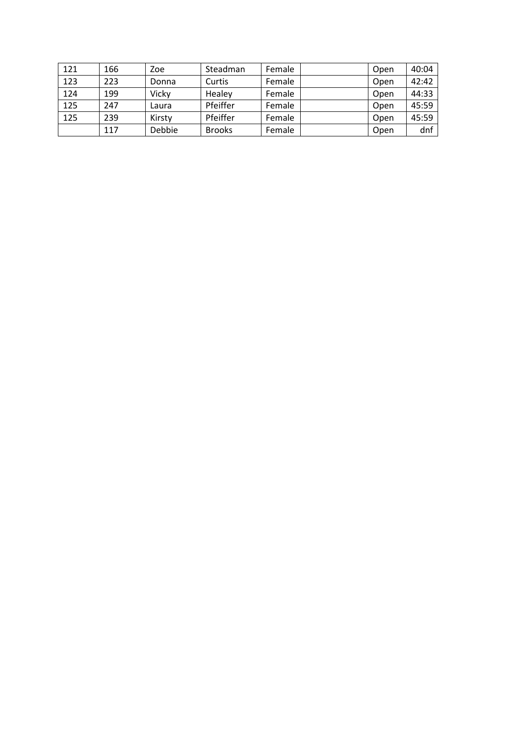| | | | | | | | |
|---|---|---|---|---|---|---|---|
| 121 | 166 | Zoe | Steadman | Female | | Open | 40:04 |
| 123 | 223 | Donna | Curtis | Female | | Open | 42:42 |
| 124 | 199 | Vicky | Healey | Female | | Open | 44:33 |
| 125 | 247 | Laura | Pfeiffer | Female | | Open | 45:59 |
| 125 | 239 | Kirsty | Pfeiffer | Female | | Open | 45:59 |
| | 117 | Debbie | Brooks | Female | | Open | dnf |